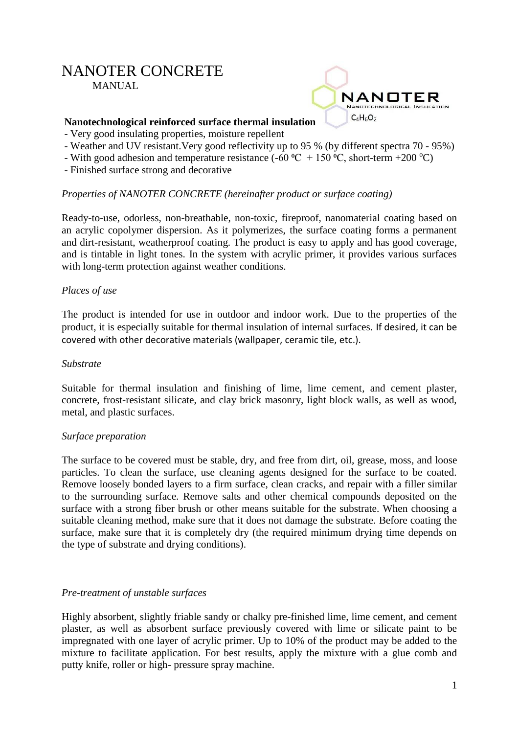# NANOTER CONCRETE

MANUAL

NANOTER
Nanotechnological Insulation
$C_4H_6O_2$

**Nanotechnological reinforced surface thermal insulation**

- Very good insulating properties, moisture repellent
- Weather and UV resistant.Very good reflectivity up to 95 % (by different spectra 70 - 95%)
- With good adhesion and temperature resistance (-60 ºC + 150 ºC, short-term +200 ºC)
- Finished surface strong and decorative

*Properties of NANOTER CONCRETE (hereinafter product or surface coating)*

Ready-to-use, odorless, non-breathable, non-toxic, fireproof, nanomaterial coating based on an acrylic copolymer dispersion. As it polymerizes, the surface coating forms a permanent and dirt-resistant, weatherproof coating. The product is easy to apply and has good coverage, and is tintable in light tones. In the system with acrylic primer, it provides various surfaces with long-term protection against weather conditions.

*Places of use*

The product is intended for use in outdoor and indoor work. Due to the properties of the product, it is especially suitable for thermal insulation of internal surfaces. If desired, it can be covered with other decorative materials (wallpaper, ceramic tile, etc.).

*Substrate*

Suitable for thermal insulation and finishing of lime, lime cement, and cement plaster, concrete, frost-resistant silicate, and clay brick masonry, light block walls, as well as wood, metal, and plastic surfaces.

*Surface preparation*

The surface to be covered must be stable, dry, and free from dirt, oil, grease, moss, and loose particles. To clean the surface, use cleaning agents designed for the surface to be coated. Remove loosely bonded layers to a firm surface, clean cracks, and repair with a filler similar to the surrounding surface. Remove salts and other chemical compounds deposited on the surface with a strong fiber brush or other means suitable for the substrate. When choosing a suitable cleaning method, make sure that it does not damage the substrate. Before coating the surface, make sure that it is completely dry (the required minimum drying time depends on the type of substrate and drying conditions).

*Pre-treatment of unstable surfaces*

Highly absorbent, slightly friable sandy or chalky pre-finished lime, lime cement, and cement plaster, as well as absorbent surface previously covered with lime or silicate paint to be impregnated with one layer of acrylic primer. Up to 10% of the product may be added to the mixture to facilitate application. For best results, apply the mixture with a glue comb and putty knife, roller or high- pressure spray machine.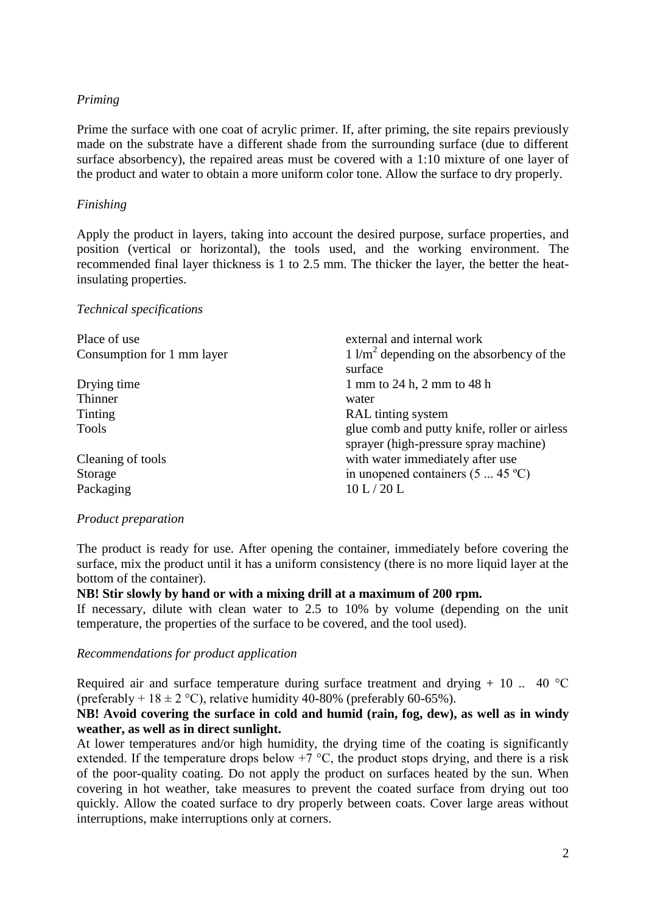*Priming*

Prime the surface with one coat of acrylic primer. If, after priming, the site repairs previously made on the substrate have a different shade from the surrounding surface (due to different surface absorbency), the repaired areas must be covered with a 1:10 mixture of one layer of the product and water to obtain a more uniform color tone. Allow the surface to dry properly.

*Finishing*

Apply the product in layers, taking into account the desired purpose, surface properties, and position (vertical or horizontal), the tools used, and the working environment. The recommended final layer thickness is 1 to 2.5 mm. The thicker the layer, the better the heat-insulating properties.

*Technical specifications*

| | |
|---|---|
| Place of use | external and internal work |
| Consumption for 1 mm layer | 1 l/m$^2$ depending on the absorbency of the surface |
| Drying time | 1 mm to 24 h, 2 mm to 48 h |
| Thinner | water |
| Tinting | RAL tinting system |
| Tools | glue comb and putty knife, roller or airless sprayer (high-pressure spray machine) |
| Cleaning of tools | with water immediately after use |
| Storage | in unopened containers (5 ... 45 ºC) |
| Packaging | 10 L / 20 L |

*Product preparation*

The product is ready for use. After opening the container, immediately before covering the surface, mix the product until it has a uniform consistency (there is no more liquid layer at the bottom of the container).

**NB! Stir slowly by hand or with a mixing drill at a maximum of 200 rpm.**

If necessary, dilute with clean water to 2.5 to 10% by volume (depending on the unit temperature, the properties of the surface to be covered, and the tool used).

*Recommendations for product application*

Required air and surface temperature during surface treatment and drying + 10 .. 40 °C (preferably + 18 ± 2 °C), relative humidity 40-80% (preferably 60-65%).

**NB! Avoid covering the surface in cold and humid (rain, fog, dew), as well as in windy weather, as well as in direct sunlight.**

At lower temperatures and/or high humidity, the drying time of the coating is significantly extended. If the temperature drops below +7 °C, the product stops drying, and there is a risk of the poor-quality coating. Do not apply the product on surfaces heated by the sun. When covering in hot weather, take measures to prevent the coated surface from drying out too quickly. Allow the coated surface to dry properly between coats. Cover large areas without interruptions, make interruptions only at corners.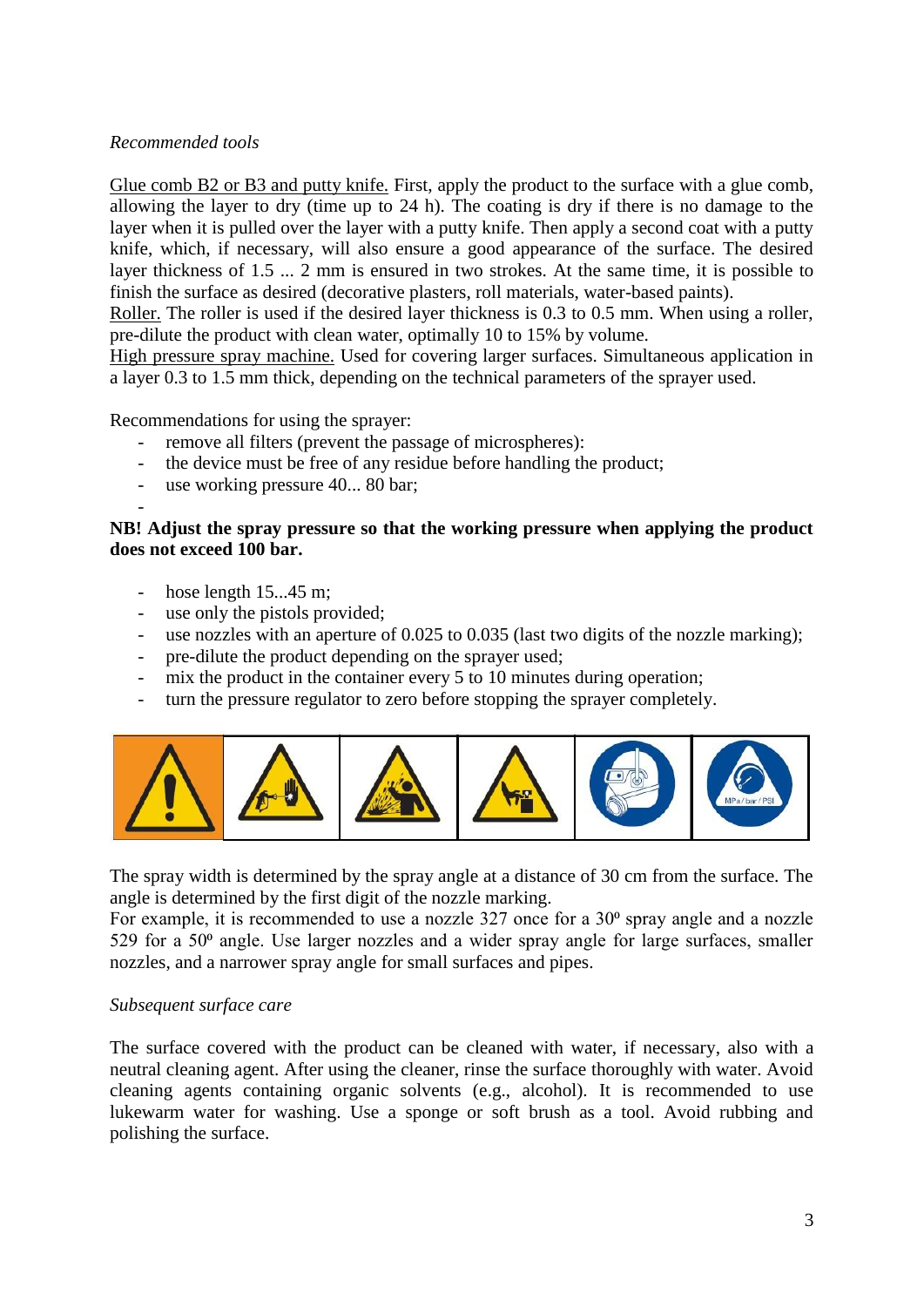*Recommended tools*

Glue comb B2 or B3 and putty knife. First, apply the product to the surface with a glue comb, allowing the layer to dry (time up to 24 h). The coating is dry if there is no damage to the layer when it is pulled over the layer with a putty knife. Then apply a second coat with a putty knife, which, if necessary, will also ensure a good appearance of the surface. The desired layer thickness of 1.5 ... 2 mm is ensured in two strokes. At the same time, it is possible to finish the surface as desired (decorative plasters, roll materials, water-based paints).
Roller. The roller is used if the desired layer thickness is 0.3 to 0.5 mm. When using a roller, pre-dilute the product with clean water, optimally 10 to 15% by volume.
High pressure spray machine. Used for covering larger surfaces. Simultaneous application in a layer 0.3 to 1.5 mm thick, depending on the technical parameters of the sprayer used.

Recommendations for using the sprayer:

- remove all filters (prevent the passage of microspheres):
- the device must be free of any residue before handling the product;
- use working pressure 40... 80 bar;
-

**NB! Adjust the spray pressure so that the working pressure when applying the product does not exceed 100 bar.**

- hose length 15...45 m;
- use only the pistols provided;
- use nozzles with an aperture of 0.025 to 0.035 (last two digits of the nozzle marking);
- pre-dilute the product depending on the sprayer used;
- mix the product in the container every 5 to 10 minutes during operation;
- turn the pressure regulator to zero before stopping the sprayer completely.

The spray width is determined by the spray angle at a distance of 30 cm from the surface. The angle is determined by the first digit of the nozzle marking.
For example, it is recommended to use a nozzle 327 once for a 30º spray angle and a nozzle 529 for a 50º angle. Use larger nozzles and a wider spray angle for large surfaces, smaller nozzles, and a narrower spray angle for small surfaces and pipes.

*Subsequent surface care*

The surface covered with the product can be cleaned with water, if necessary, also with a neutral cleaning agent. After using the cleaner, rinse the surface thoroughly with water. Avoid cleaning agents containing organic solvents (e.g., alcohol). It is recommended to use lukewarm water for washing. Use a sponge or soft brush as a tool. Avoid rubbing and polishing the surface.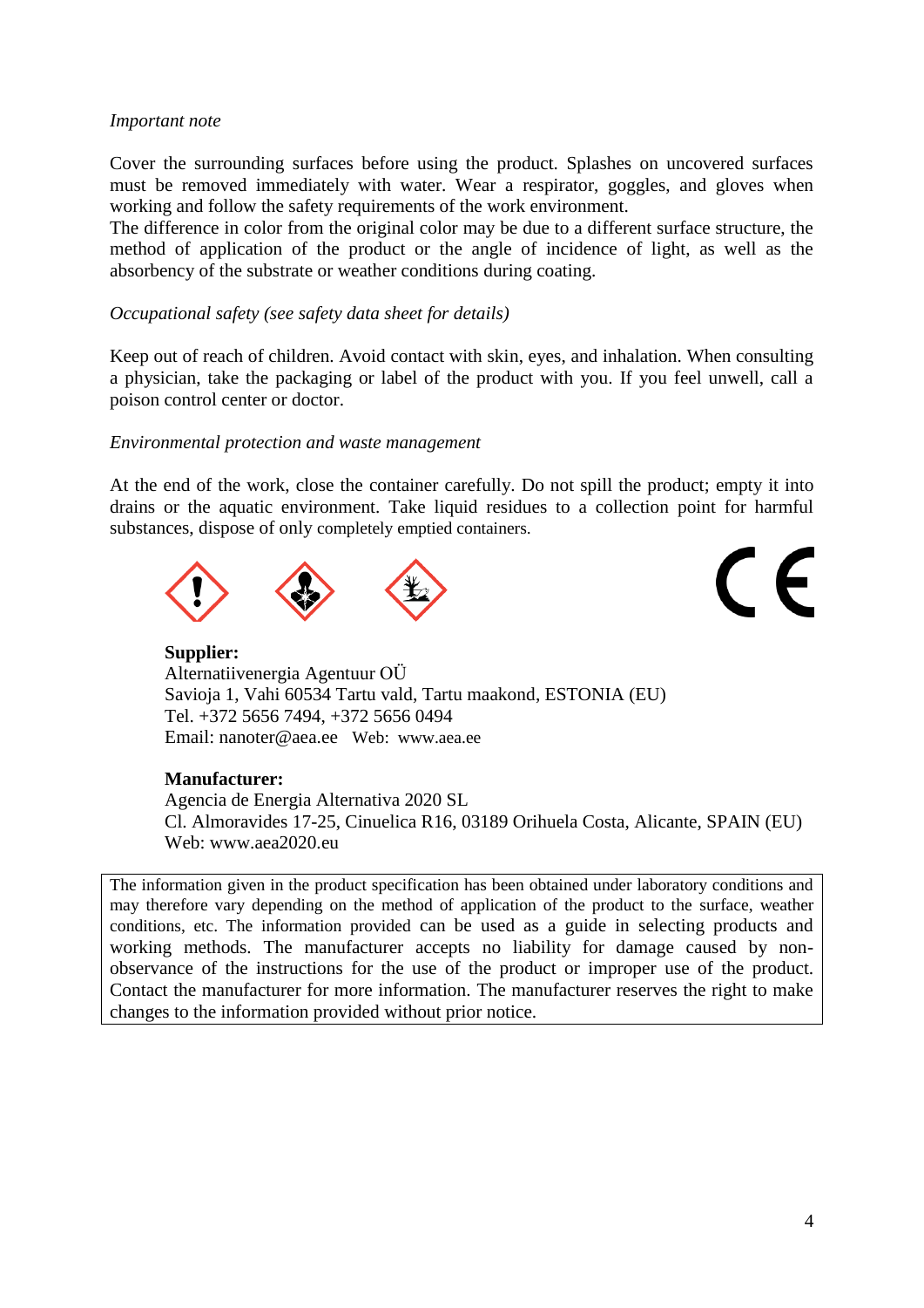*Important note*

Cover the surrounding surfaces before using the product. Splashes on uncovered surfaces must be removed immediately with water. Wear a respirator, goggles, and gloves when working and follow the safety requirements of the work environment.
The difference in color from the original color may be due to a different surface structure, the method of application of the product or the angle of incidence of light, as well as the absorbency of the substrate or weather conditions during coating.

*Occupational safety (see safety data sheet for details)*

Keep out of reach of children. Avoid contact with skin, eyes, and inhalation. When consulting a physician, take the packaging or label of the product with you. If you feel unwell, call a poison control center or doctor.

*Environmental protection and waste management*

At the end of the work, close the container carefully. Do not spill the product; empty it into drains or the aquatic environment. Take liquid residues to a collection point for harmful substances, dispose of only completely emptied containers.

**Supplier:**
Alternatiivenergia Agentuur OÜ
Savioja 1, Vahi 60534 Tartu vald, Tartu maakond, ESTONIA (EU)
Tel. +372 5656 7494, +372 5656 0494
Email: nanoter@aea.ee   Web: www.aea.ee

**Manufacturer:**
Agencia de Energia Alternativa 2020 SL
Cl. Almoravides 17-25, Cinuelica R16, 03189 Orihuela Costa, Alicante, SPAIN (EU)
Web: www.aea2020.eu

The information given in the product specification has been obtained under laboratory conditions and may therefore vary depending on the method of application of the product to the surface, weather conditions, etc. The information provided can be used as a guide in selecting products and working methods. The manufacturer accepts no liability for damage caused by non-observance of the instructions for the use of the product or improper use of the product. Contact the manufacturer for more information. The manufacturer reserves the right to make changes to the information provided without prior notice.